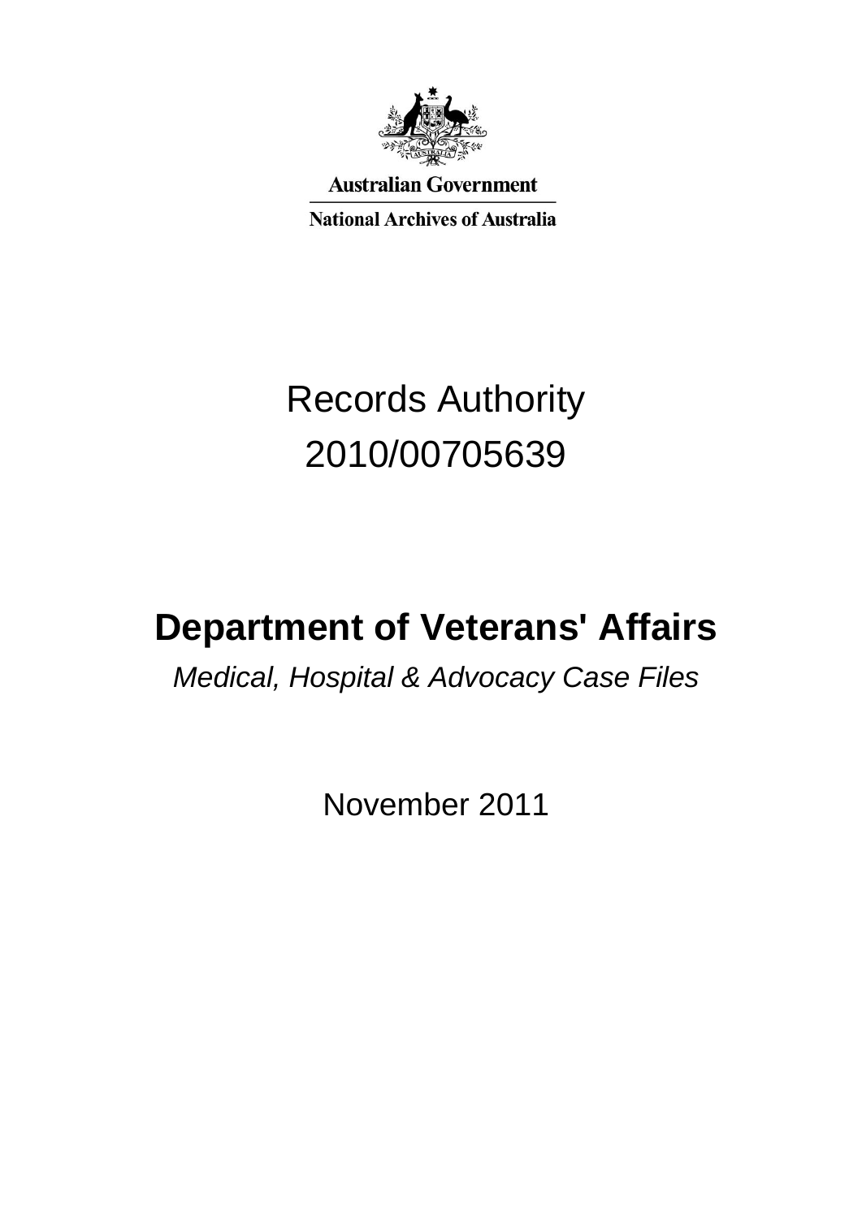Australian Government

National Archives of Australia

# Records Authority 2010/00705639

# Department of Veterans' Affairs

*Medical, Hospital & Advocacy Case Files*

November 2011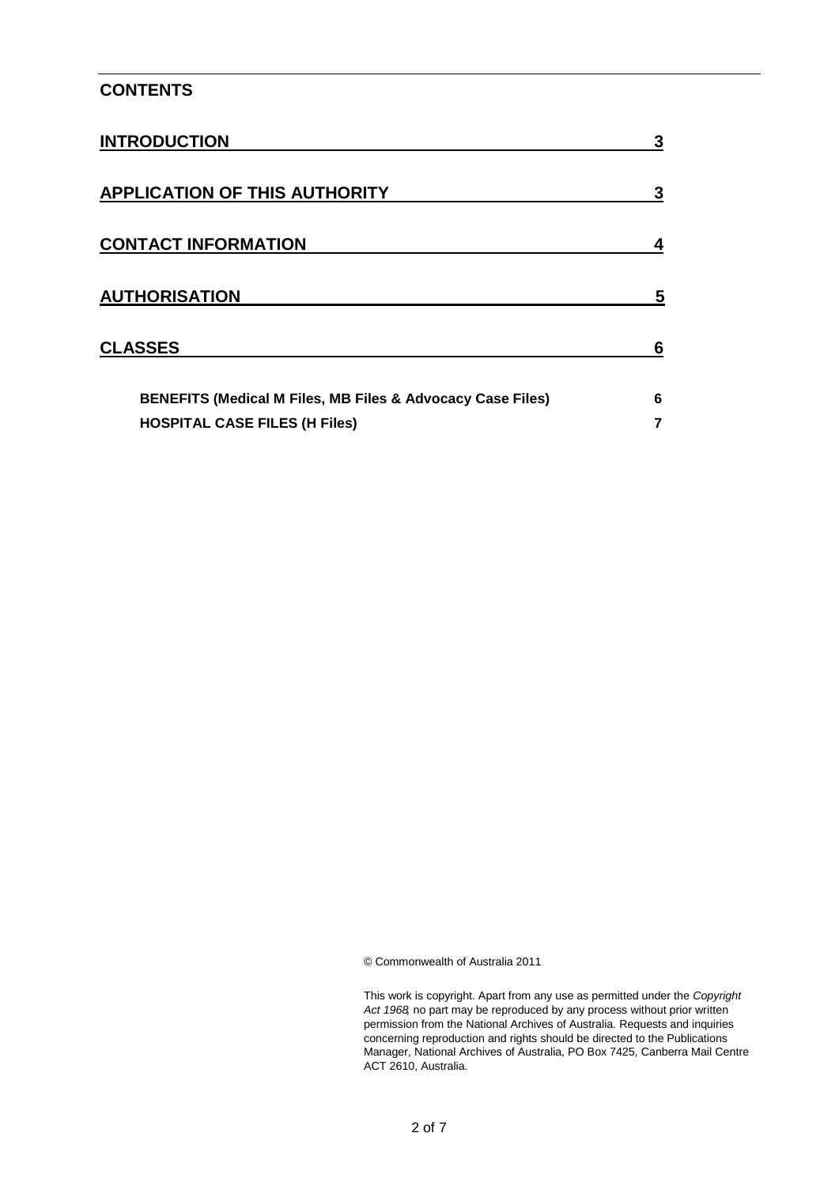## CONTENTS

| | |
|---|---|
| **INTRODUCTION** | **3** |
| **APPLICATION OF THIS AUTHORITY** | **3** |
| **CONTACT INFORMATION** | **4** |
| **AUTHORISATION** | **5** |
| **CLASSES** | **6** |
| **BENEFITS (Medical M Files, MB Files & Advocacy Case Files)** | **6** |
| **HOSPITAL CASE FILES (H Files)** | **7** |

© Commonwealth of Australia 2011

This work is copyright. Apart from any use as permitted under the *Copyright Act 1968*, no part may be reproduced by any process without prior written permission from the National Archives of Australia. Requests and inquiries concerning reproduction and rights should be directed to the Publications Manager, National Archives of Australia, PO Box 7425, Canberra Mail Centre ACT 2610, Australia.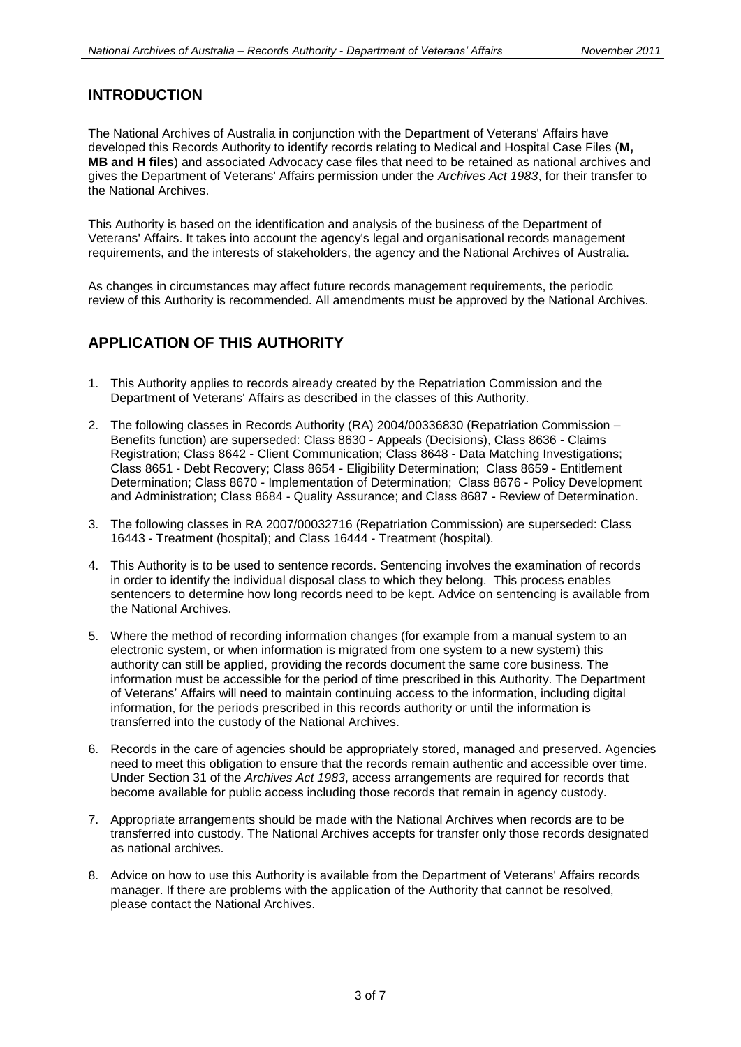## INTRODUCTION

The National Archives of Australia in conjunction with the Department of Veterans' Affairs have developed this Records Authority to identify records relating to Medical and Hospital Case Files (**M, MB and H files**) and associated Advocacy case files that need to be retained as national archives and gives the Department of Veterans' Affairs permission under the *Archives Act 1983*, for their transfer to the National Archives.

This Authority is based on the identification and analysis of the business of the Department of Veterans' Affairs. It takes into account the agency's legal and organisational records management requirements, and the interests of stakeholders, the agency and the National Archives of Australia.

As changes in circumstances may affect future records management requirements, the periodic review of this Authority is recommended. All amendments must be approved by the National Archives.

## APPLICATION OF THIS AUTHORITY

1. This Authority applies to records already created by the Repatriation Commission and the Department of Veterans' Affairs as described in the classes of this Authority.
2. The following classes in Records Authority (RA) 2004/00336830 (Repatriation Commission – Benefits function) are superseded: Class 8630 - Appeals (Decisions), Class 8636 - Claims Registration; Class 8642 - Client Communication; Class 8648 - Data Matching Investigations; Class 8651 - Debt Recovery; Class 8654 - Eligibility Determination; Class 8659 - Entitlement Determination; Class 8670 - Implementation of Determination; Class 8676 - Policy Development and Administration; Class 8684 - Quality Assurance; and Class 8687 - Review of Determination.
3. The following classes in RA 2007/00032716 (Repatriation Commission) are superseded: Class 16443 - Treatment (hospital); and Class 16444 - Treatment (hospital).
4. This Authority is to be used to sentence records. Sentencing involves the examination of records in order to identify the individual disposal class to which they belong. This process enables sentencers to determine how long records need to be kept. Advice on sentencing is available from the National Archives.
5. Where the method of recording information changes (for example from a manual system to an electronic system, or when information is migrated from one system to a new system) this authority can still be applied, providing the records document the same core business. The information must be accessible for the period of time prescribed in this Authority. The Department of Veterans' Affairs will need to maintain continuing access to the information, including digital information, for the periods prescribed in this records authority or until the information is transferred into the custody of the National Archives.
6. Records in the care of agencies should be appropriately stored, managed and preserved. Agencies need to meet this obligation to ensure that the records remain authentic and accessible over time. Under Section 31 of the *Archives Act 1983*, access arrangements are required for records that become available for public access including those records that remain in agency custody.
7. Appropriate arrangements should be made with the National Archives when records are to be transferred into custody. The National Archives accepts for transfer only those records designated as national archives.
8. Advice on how to use this Authority is available from the Department of Veterans' Affairs records manager. If there are problems with the application of the Authority that cannot be resolved, please contact the National Archives.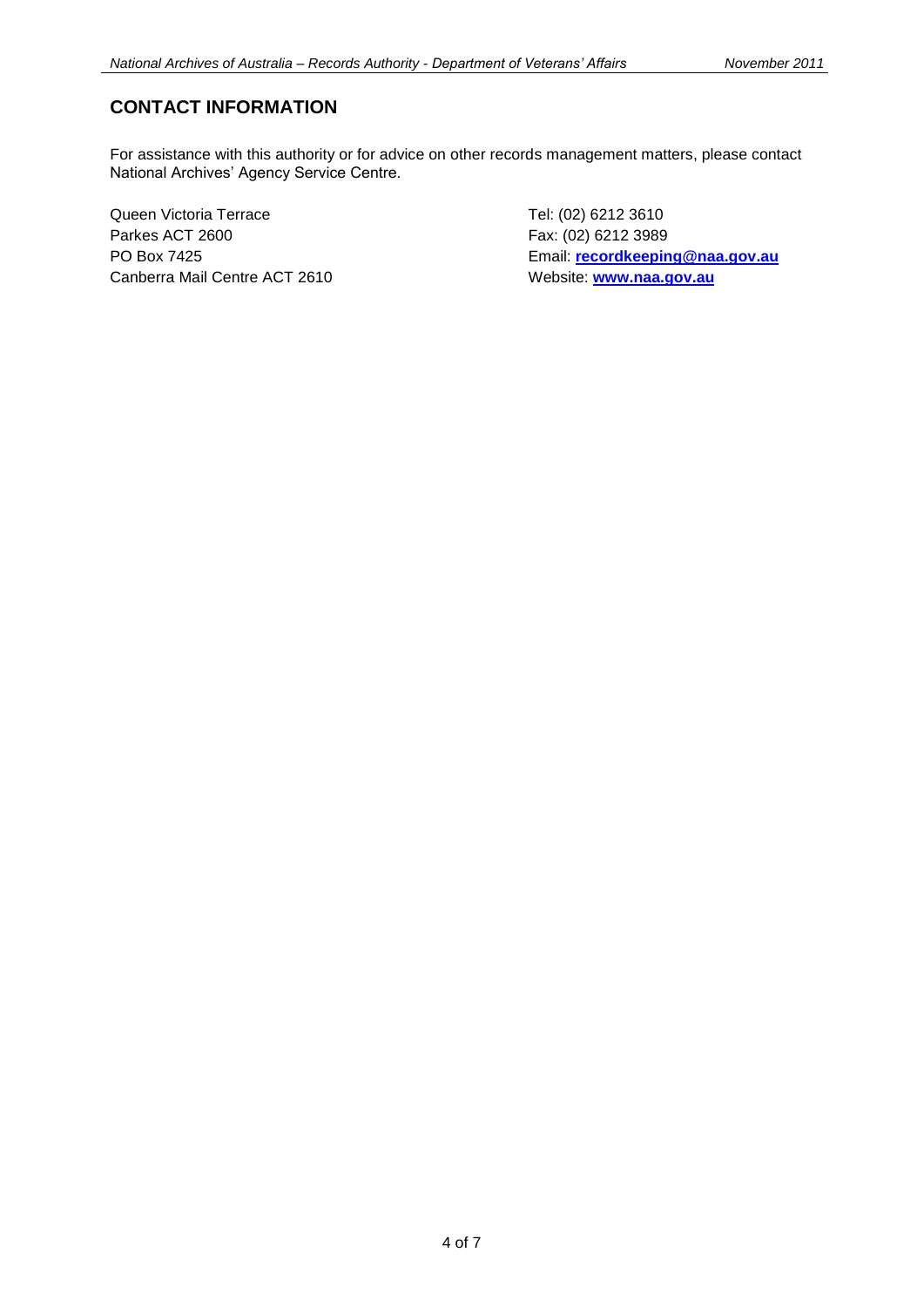## CONTACT INFORMATION

For assistance with this authority or for advice on other records management matters, please contact National Archives' Agency Service Centre.

Queen Victoria Terrace
Parkes ACT 2600
PO Box 7425
Canberra Mail Centre ACT 2610

Tel: (02) 6212 3610
Fax: (02) 6212 3989
Email: **recordkeeping@naa.gov.au**
Website: **www.naa.gov.au**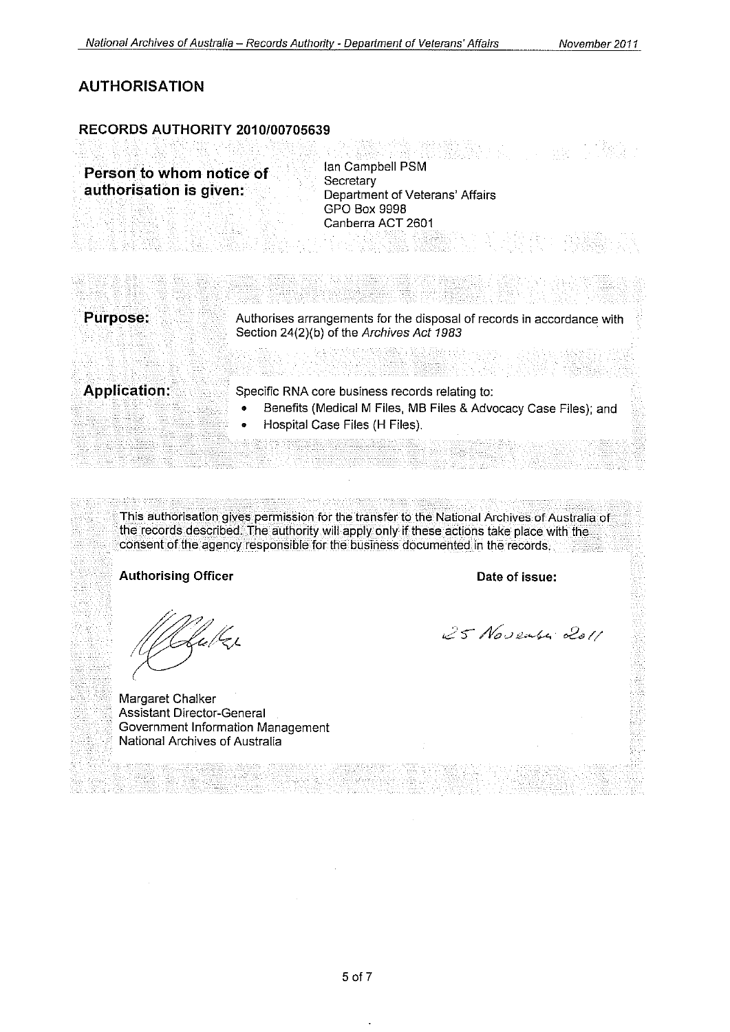## AUTHORISATION

### RECORDS AUTHORITY 2010/00705639

| | |
|---|---|
| **Person to whom notice of authorisation is given:** | Ian Campbell PSM<br>Secretary<br>Department of Veterans' Affairs<br>GPO Box 9998<br>Canberra ACT 2601 |

| | |
|---|---|
| **Purpose:** | Authorises arrangements for the disposal of records in accordance with Section 24(2)(b) of the *Archives Act 1983* |
| **Application:** | Specific RNA core business records relating to:<br>• Benefits (Medical M Files, MB Files & Advocacy Case Files); and<br>• Hospital Case Files (H Files). |

This authorisation gives permission for the transfer to the National Archives of Australia of the records described. The authority will apply only if these actions take place with the consent of the agency responsible for the business documented in the records.

**Authorising Officer**

Margaret Chalker
Assistant Director-General
Government Information Management
National Archives of Australia

**Date of issue:**

25 November 2011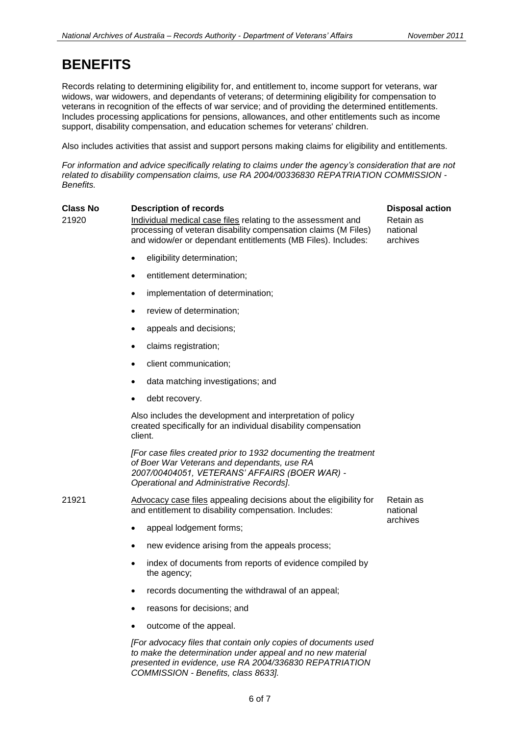# BENEFITS

Records relating to determining eligibility for, and entitlement to, income support for veterans, war widows, war widowers, and dependants of veterans; of determining eligibility for compensation to veterans in recognition of the effects of war service; and of providing the determined entitlements. Includes processing applications for pensions, allowances, and other entitlements such as income support, disability compensation, and education schemes for veterans' children.

Also includes activities that assist and support persons making claims for eligibility and entitlements.

*For information and advice specifically relating to claims under the agency's consideration that are not related to disability compensation claims, use RA 2004/00336830 REPATRIATION COMMISSION - Benefits.*

| Class No | Description of records | Disposal action |
| --- | --- | --- |
| 21920 | Individual medical case files relating to the assessment and processing of veteran disability compensation claims (M Files) and widow/er or dependant entitlements (MB Files). Includes:<br>• eligibility determination;<br>• entitlement determination;<br>• implementation of determination;<br>• review of determination;<br>• appeals and decisions;<br>• claims registration;<br>• client communication;<br>• data matching investigations; and<br>• debt recovery.<br><br>Also includes the development and interpretation of policy created specifically for an individual disability compensation client.<br><br>*[For case files created prior to 1932 documenting the treatment of Boer War Veterans and dependants, use RA 2007/00404051, VETERANS' AFFAIRS (BOER WAR) - Operational and Administrative Records].* | Retain as national archives |
| 21921 | Advocacy case files appealing decisions about the eligibility for and entitlement to disability compensation. Includes:<br>• appeal lodgement forms;<br>• new evidence arising from the appeals process;<br>• index of documents from reports of evidence compiled by the agency;<br>• records documenting the withdrawal of an appeal;<br>• reasons for decisions; and<br>• outcome of the appeal.<br><br>*[For advocacy files that contain only copies of documents used to make the determination under appeal and no new material presented in evidence, use RA 2004/336830 REPATRIATION COMMISSION - Benefits, class 8633].* | Retain as national archives |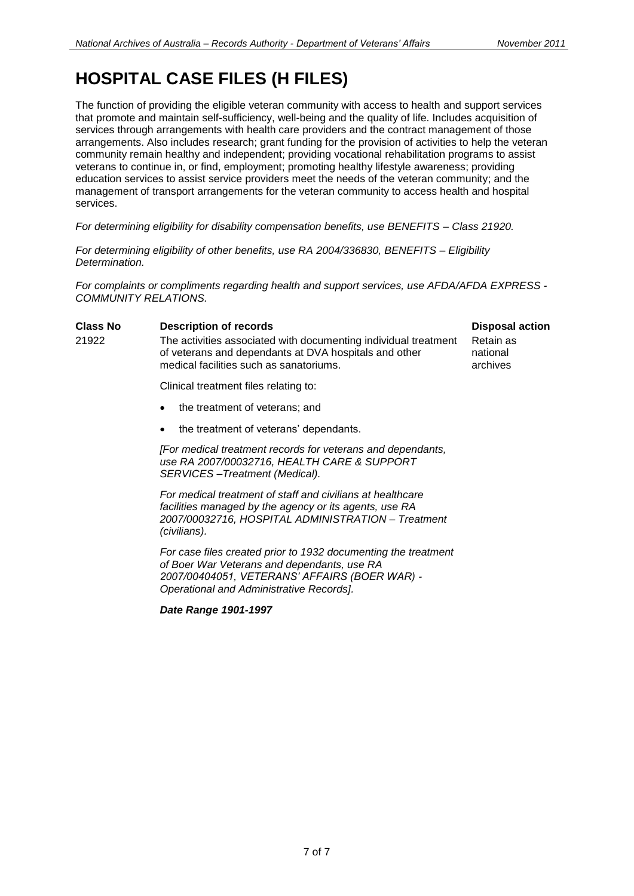# HOSPITAL CASE FILES (H FILES)

The function of providing the eligible veteran community with access to health and support services that promote and maintain self-sufficiency, well-being and the quality of life. Includes acquisition of services through arrangements with health care providers and the contract management of those arrangements. Also includes research; grant funding for the provision of activities to help the veteran community remain healthy and independent; providing vocational rehabilitation programs to assist veterans to continue in, or find, employment; promoting healthy lifestyle awareness; providing education services to assist service providers meet the needs of the veteran community; and the management of transport arrangements for the veteran community to access health and hospital services.

*For determining eligibility for disability compensation benefits, use BENEFITS – Class 21920.*

*For determining eligibility of other benefits, use RA 2004/336830, BENEFITS – Eligibility Determination.*

*For complaints or compliments regarding health and support services, use AFDA/AFDA EXPRESS - COMMUNITY RELATIONS.*

| Class No | Description of records | Disposal action |
|---|---|---|
| 21922 | The activities associated with documenting individual treatment of veterans and dependants at DVA hospitals and other medical facilities such as sanatoriums.<br><br>Clinical treatment files relating to:<br><br>• the treatment of veterans; and<br><br>• the treatment of veterans' dependants.<br><br>*[For medical treatment records for veterans and dependants, use RA 2007/00032716, HEALTH CARE & SUPPORT SERVICES –Treatment (Medical).*<br><br>*For medical treatment of staff and civilians at healthcare facilities managed by the agency or its agents, use RA 2007/00032716, HOSPITAL ADMINISTRATION – Treatment (civilians).*<br><br>*For case files created prior to 1932 documenting the treatment of Boer War Veterans and dependants, use RA 2007/00404051, VETERANS' AFFAIRS (BOER WAR) - Operational and Administrative Records].*<br><br>***Date Range 1901-1997*** | Retain as national archives |